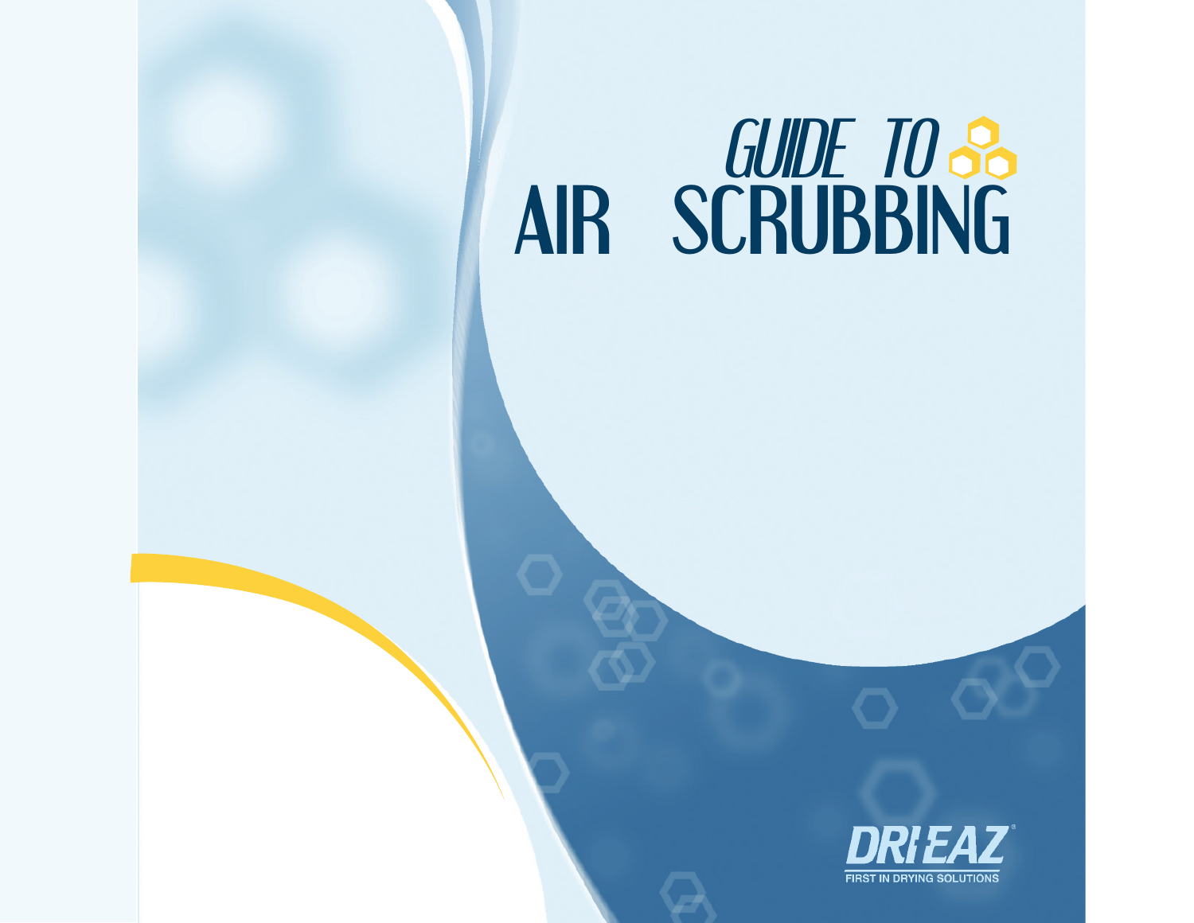# GUIDE TO AIR SCRUBBING

DRI-EAZ

FIRST IN DRYING SOLUTIONS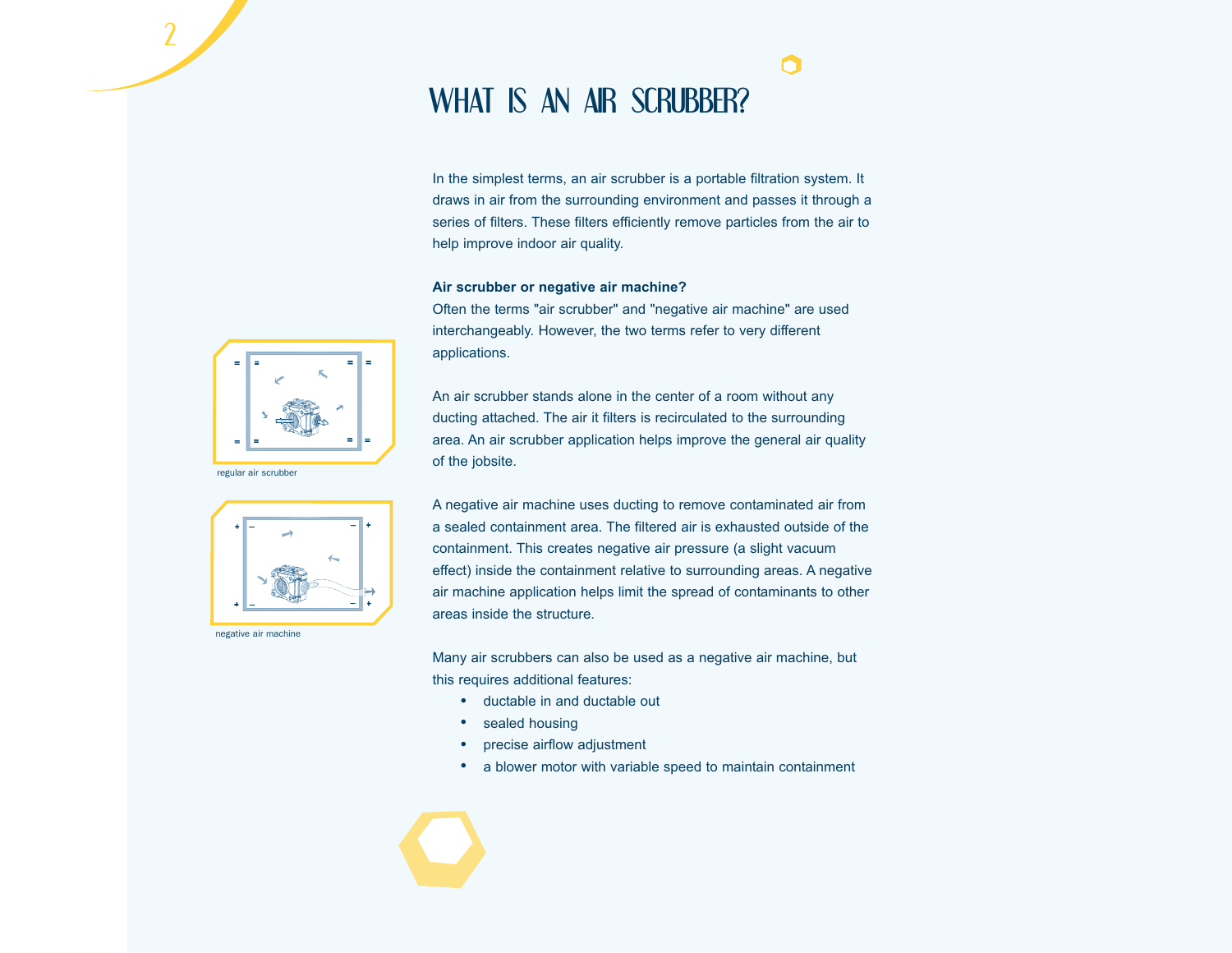# WHAT IS AN AIR SCRUBBER?

In the simplest terms, an air scrubber is a portable filtration system. It draws in air from the surrounding environment and passes it through a series of filters. These filters efficiently remove particles from the air to help improve indoor air quality.

**Air scrubber or negative air machine?**

Often the terms "air scrubber" and "negative air machine" are used interchangeably. However, the two terms refer to very different applications.

An air scrubber stands alone in the center of a room without any ducting attached. The air it filters is recirculated to the surrounding area. An air scrubber application helps improve the general air quality of the jobsite.

regular air scrubber

A negative air machine uses ducting to remove contaminated air from a sealed containment area. The filtered air is exhausted outside of the containment. This creates negative air pressure (a slight vacuum effect) inside the containment relative to surrounding areas. A negative air machine application helps limit the spread of contaminants to other areas inside the structure.

negative air machine

Many air scrubbers can also be used as a negative air machine, but this requires additional features:

- ductable in and ductable out
- sealed housing
- precise airflow adjustment
- a blower motor with variable speed to maintain containment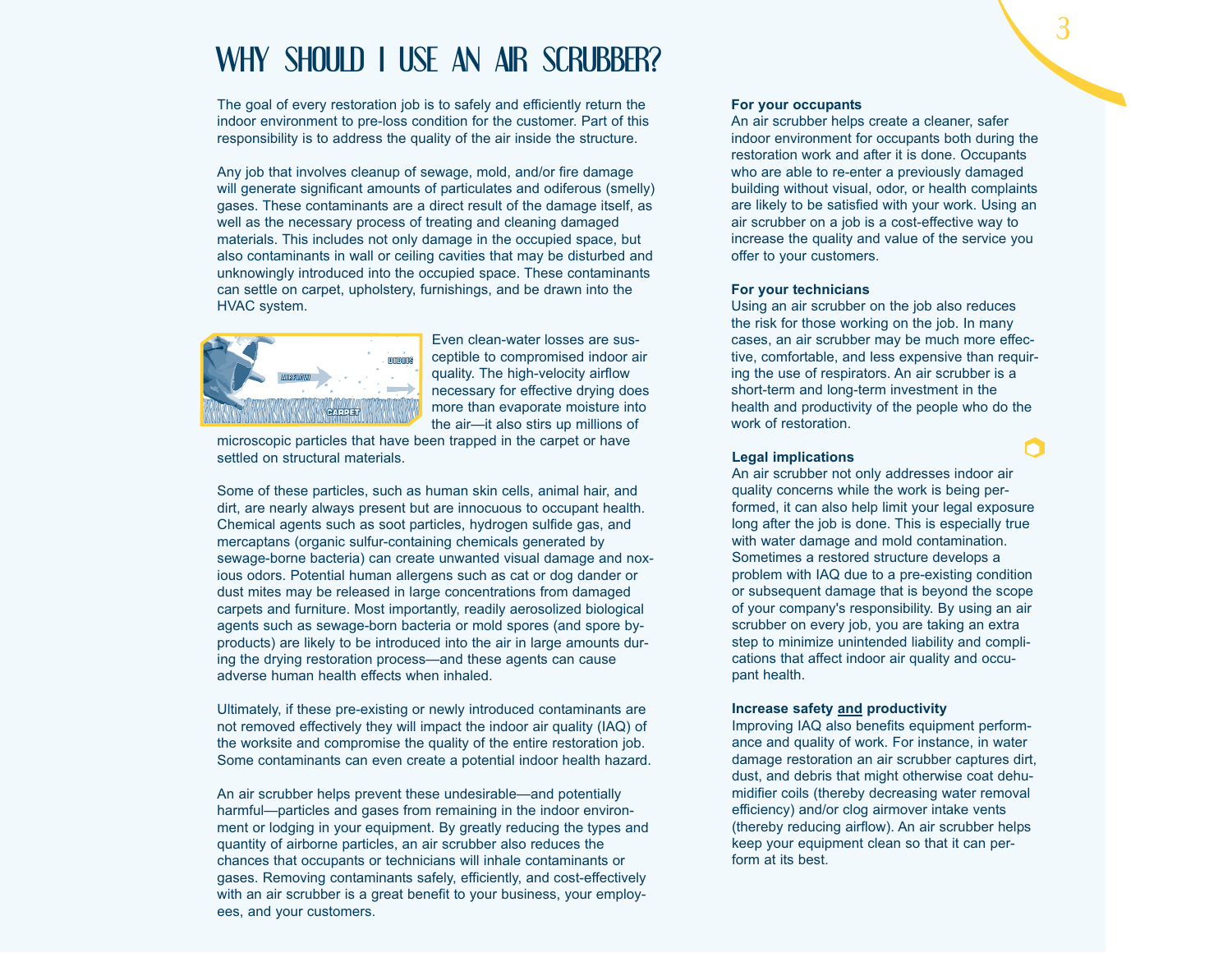# WHY SHOULD I USE AN AIR SCRUBBER?

The goal of every restoration job is to safely and efficiently return the indoor environment to pre-loss condition for the customer. Part of this responsibility is to address the quality of the air inside the structure.

Any job that involves cleanup of sewage, mold, and/or fire damage will generate significant amounts of particulates and odiferous (smelly) gases. These contaminants are a direct result of the damage itself, as well as the necessary process of treating and cleaning damaged materials. This includes not only damage in the occupied space, but also contaminants in wall or ceiling cavities that may be disturbed and unknowingly introduced into the occupied space. These contaminants can settle on carpet, upholstery, furnishings, and be drawn into the HVAC system.

Even clean-water losses are susceptible to compromised indoor air quality. The high-velocity airflow necessary for effective drying does more than evaporate moisture into the air—it also stirs up millions of microscopic particles that have been trapped in the carpet or have settled on structural materials.

Some of these particles, such as human skin cells, animal hair, and dirt, are nearly always present but are innocuous to occupant health. Chemical agents such as soot particles, hydrogen sulfide gas, and mercaptans (organic sulfur-containing chemicals generated by sewage-borne bacteria) can create unwanted visual damage and noxious odors. Potential human allergens such as cat or dog dander or dust mites may be released in large concentrations from damaged carpets and furniture. Most importantly, readily aerosolized biological agents such as sewage-born bacteria or mold spores (and spore byproducts) are likely to be introduced into the air in large amounts during the drying restoration process—and these agents can cause adverse human health effects when inhaled.

Ultimately, if these pre-existing or newly introduced contaminants are not removed effectively they will impact the indoor air quality (IAQ) of the worksite and compromise the quality of the entire restoration job. Some contaminants can even create a potential indoor health hazard.

An air scrubber helps prevent these undesirable—and potentially harmful—particles and gases from remaining in the indoor environment or lodging in your equipment. By greatly reducing the types and quantity of airborne particles, an air scrubber also reduces the chances that occupants or technicians will inhale contaminants or gases. Removing contaminants safely, efficiently, and cost-effectively with an air scrubber is a great benefit to your business, your employees, and your customers.

**For your occupants**
An air scrubber helps create a cleaner, safer indoor environment for occupants both during the restoration work and after it is done. Occupants who are able to re-enter a previously damaged building without visual, odor, or health complaints are likely to be satisfied with your work. Using an air scrubber on a job is a cost-effective way to increase the quality and value of the service you offer to your customers.

**For your technicians**
Using an air scrubber on the job also reduces the risk for those working on the job. In many cases, an air scrubber may be much more effective, comfortable, and less expensive than requiring the use of respirators. An air scrubber is a short-term and long-term investment in the health and productivity of the people who do the work of restoration.

**Legal implications**
An air scrubber not only addresses indoor air quality concerns while the work is being performed, it can also help limit your legal exposure long after the job is done. This is especially true with water damage and mold contamination. Sometimes a restored structure develops a problem with IAQ due to a pre-existing condition or subsequent damage that is beyond the scope of your company's responsibility. By using an air scrubber on every job, you are taking an extra step to minimize unintended liability and complications that affect indoor air quality and occupant health.

**Increase safety <u>and</u> productivity**
Improving IAQ also benefits equipment performance and quality of work. For instance, in water damage restoration an air scrubber captures dirt, dust, and debris that might otherwise coat dehumidifier coils (thereby decreasing water removal efficiency) and/or clog airmover intake vents (thereby reducing airflow). An air scrubber helps keep your equipment clean so that it can perform at its best.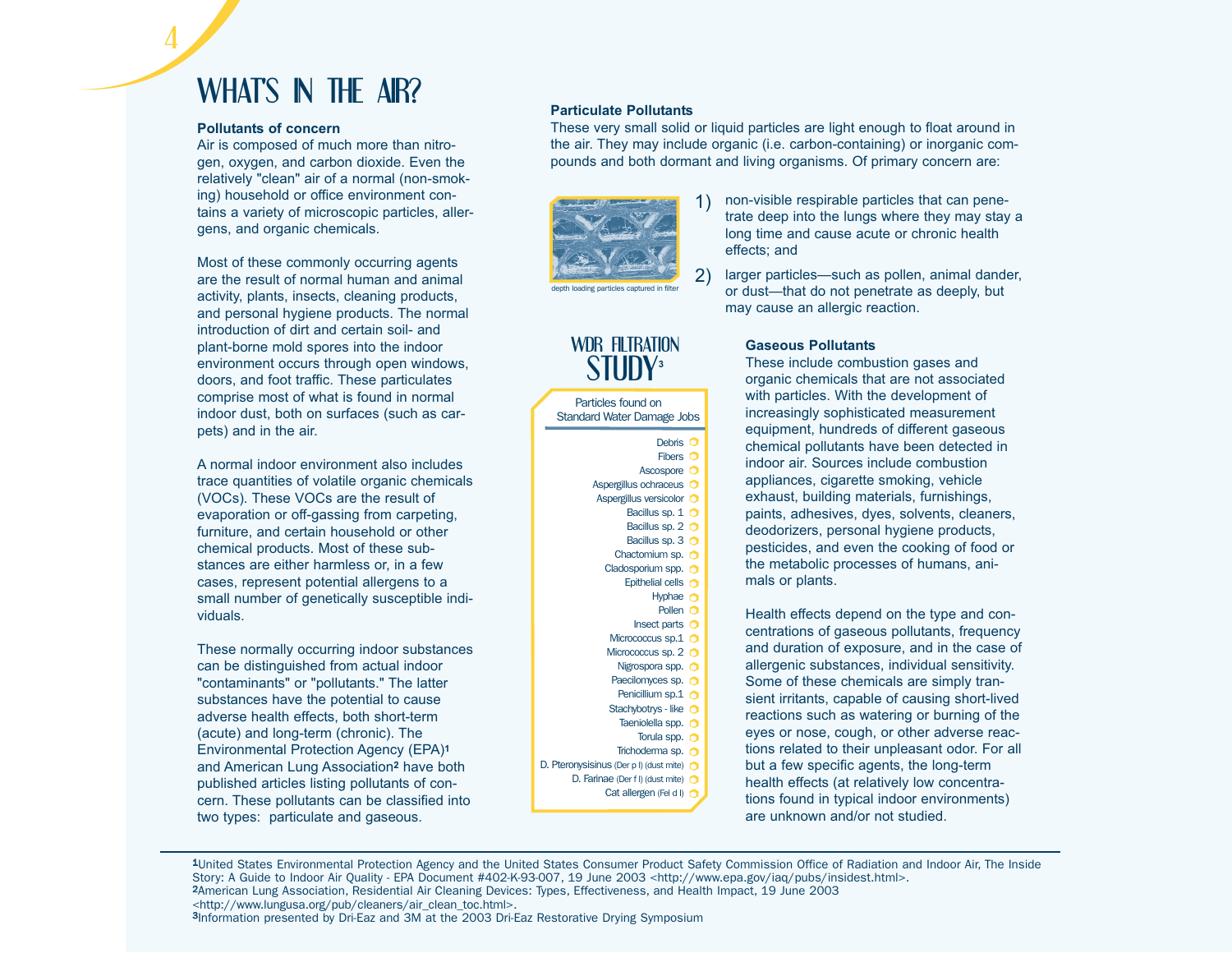# WHAT'S IN THE AIR?

**Pollutants of concern**

Air is composed of much more than nitrogen, oxygen, and carbon dioxide. Even the relatively "clean" air of a normal (non-smoking) household or office environment contains a variety of microscopic particles, allergens, and organic chemicals.

Most of these commonly occurring agents are the result of normal human and animal activity, plants, insects, cleaning products, and personal hygiene products. The normal introduction of dirt and certain soil- and plant-borne mold spores into the indoor environment occurs through open windows, doors, and foot traffic. These particulates comprise most of what is found in normal indoor dust, both on surfaces (such as carpets) and in the air.

A normal indoor environment also includes trace quantities of volatile organic chemicals (VOCs). These VOCs are the result of evaporation or off-gassing from carpeting, furniture, and certain household or other chemical products. Most of these substances are either harmless or, in a few cases, represent potential allergens to a small number of genetically susceptible individuals.

These normally occurring indoor substances can be distinguished from actual indoor "contaminants" or "pollutants." The latter substances have the potential to cause adverse health effects, both short-term (acute) and long-term (chronic). The Environmental Protection Agency (EPA)[1] and American Lung Association[2] have both published articles listing pollutants of concern. These pollutants can be classified into two types: particulate and gaseous.

**Particulate Pollutants**

These very small solid or liquid particles are light enough to float around in the air. They may include organic (i.e. carbon-containing) or inorganic compounds and both dormant and living organisms. Of primary concern are:

depth loading particles captured in filter

1) non-visible respirable particles that can penetrate deep into the lungs where they may stay a long time and cause acute or chronic health effects; and

2) larger particles—such as pollen, animal dander, or dust—that do not penetrate as deeply, but may cause an allergic reaction.

## WDR FILTRATION STUDY[3]

| Particles found on Standard Water Damage Jobs |
|---|
| Debris |
| Fibers |
| Ascospore |
| Aspergillus ochraceus |
| Aspergillus versicolor |
| Bacillus sp. 1 |
| Bacillus sp. 2 |
| Bacillus sp. 3 |
| Chactomium sp. |
| Cladosporium spp. |
| Epithelial cells |
| Hyphae |
| Pollen |
| Insect parts |
| Micrococcus sp.1 |
| Micrococcus sp. 2 |
| Nigrospora spp. |
| Paecilomyces sp. |
| Penicillium sp.1 |
| Stachybotrys - like |
| Taeniolella spp. |
| Torula spp. |
| Trichoderma sp. |
| D. Pteronysisinus (Der p I) (dust mite) |
| D. Farinae (Der f I) (dust mite) |
| Cat allergen (Fel d I) |

**Gaseous Pollutants**

These include combustion gases and organic chemicals that are not associated with particles. With the development of increasingly sophisticated measurement equipment, hundreds of different gaseous chemical pollutants have been detected in indoor air. Sources include combustion appliances, cigarette smoking, vehicle exhaust, building materials, furnishings, paints, adhesives, dyes, solvents, cleaners, deodorizers, personal hygiene products, pesticides, and even the cooking of food or the metabolic processes of humans, animals or plants.

Health effects depend on the type and concentrations of gaseous pollutants, frequency and duration of exposure, and in the case of allergenic substances, individual sensitivity. Some of these chemicals are simply transient irritants, capable of causing short-lived reactions such as watering or burning of the eyes or nose, cough, or other adverse reactions related to their unpleasant odor. For all but a few specific agents, the long-term health effects (at relatively low concentrations found in typical indoor environments) are unknown and/or not studied.

---

[1] United States Environmental Protection Agency and the United States Consumer Product Safety Commission Office of Radiation and Indoor Air, The Inside Story: A Guide to Indoor Air Quality - EPA Document #402-K-93-007, 19 June 2003 <http://www.epa.gov/iaq/pubs/insidest.html>.

[2] American Lung Association, Residential Air Cleaning Devices: Types, Effectiveness, and Health Impact, 19 June 2003 <http://www.lungusa.org/pub/cleaners/air_clean_toc.html>.

[3] Information presented by Dri-Eaz and 3M at the 2003 Dri-Eaz Restorative Drying Symposium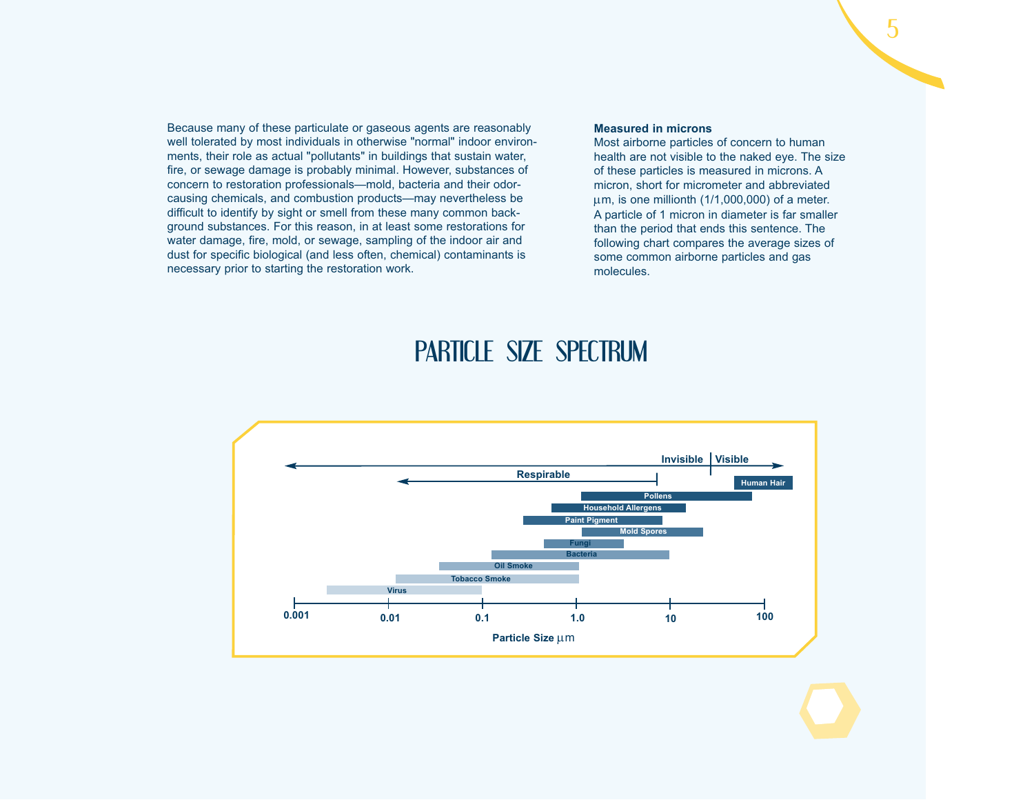Because many of these particulate or gaseous agents are reasonably well tolerated by most individuals in otherwise "normal" indoor environments, their role as actual "pollutants" in buildings that sustain water, fire, or sewage damage is probably minimal. However, substances of concern to restoration professionals—mold, bacteria and their odor-causing chemicals, and combustion products—may nevertheless be difficult to identify by sight or smell from these many common background substances. For this reason, in at least some restorations for water damage, fire, mold, or sewage, sampling of the indoor air and dust for specific biological (and less often, chemical) contaminants is necessary prior to starting the restoration work.

**Measured in microns**

Most airborne particles of concern to human health are not visible to the naked eye. The size of these particles is measured in microns. A micron, short for micrometer and abbreviated µm, is one millionth (1/1,000,000) of a meter. A particle of 1 micron in diameter is far smaller than the period that ends this sentence. The following chart compares the average sizes of some common airborne particles and gas molecules.

## PARTICLE SIZE SPECTRUM

Invisible | Visible

Respirable

Human Hair

Pollens

Household Allergens

Paint Pigment

Mold Spores

Fungi

Bacteria

Oil Smoke

Tobacco Smoke

Virus

0.001 0.01 0.1 1.0 10 100

Particle Size µm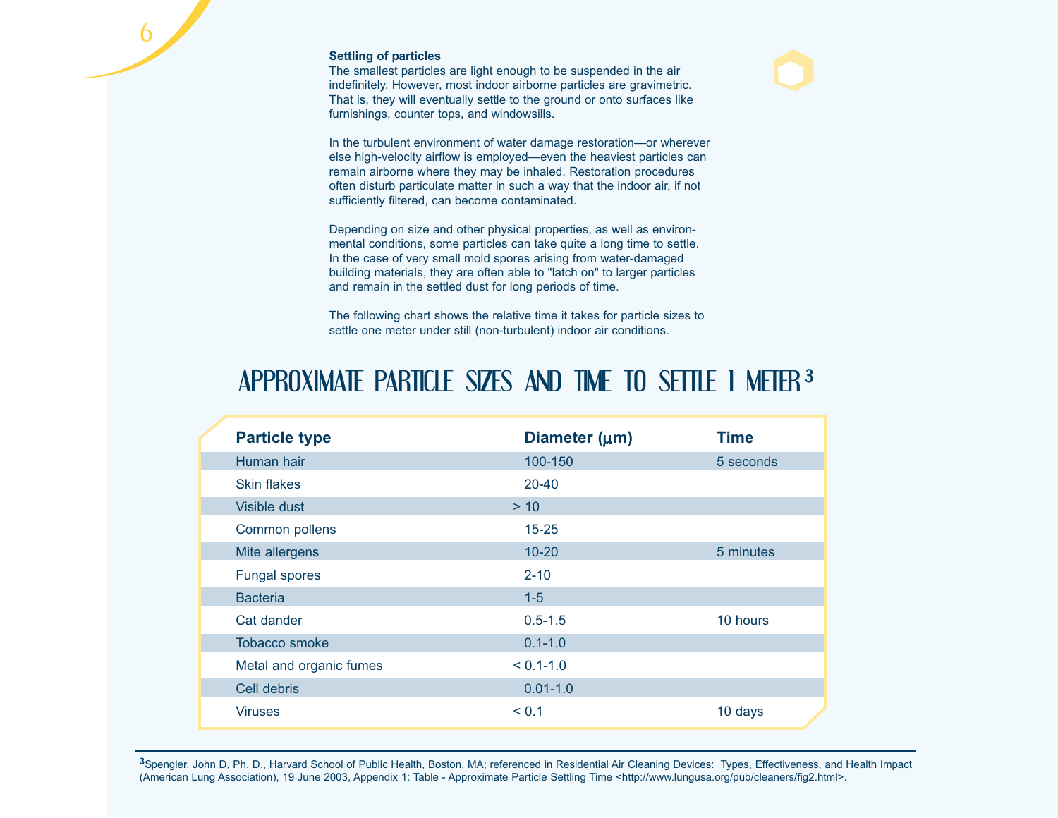### Settling of particles

The smallest particles are light enough to be suspended in the air indefinitely. However, most indoor airborne particles are gravimetric. That is, they will eventually settle to the ground or onto surfaces like furnishings, counter tops, and windowsills.

In the turbulent environment of water damage restoration—or wherever else high-velocity airflow is employed—even the heaviest particles can remain airborne where they may be inhaled. Restoration procedures often disturb particulate matter in such a way that the indoor air, if not sufficiently filtered, can become contaminated.

Depending on size and other physical properties, as well as environmental conditions, some particles can take quite a long time to settle. In the case of very small mold spores arising from water-damaged building materials, they are often able to "latch on" to larger particles and remain in the settled dust for long periods of time.

The following chart shows the relative time it takes for particle sizes to settle one meter under still (non-turbulent) indoor air conditions.

## APPROXIMATE PARTICLE SIZES AND TIME TO SETTLE 1 METER[3]

| Particle type | Diameter (µm) | Time |
|---|---|---|
| Human hair | 100-150 | 5 seconds |
| Skin flakes | 20-40 | |
| Visible dust | > 10 | |
| Common pollens | 15-25 | |
| Mite allergens | 10-20 | 5 minutes |
| Fungal spores | 2-10 | |
| Bacteria | 1-5 | |
| Cat dander | 0.5-1.5 | 10 hours |
| Tobacco smoke | 0.1-1.0 | |
| Metal and organic fumes | < 0.1-1.0 | |
| Cell debris | 0.01-1.0 | |
| Viruses | < 0.1 | 10 days |

[3] Spengler, John D, Ph. D., Harvard School of Public Health, Boston, MA; referenced in Residential Air Cleaning Devices: Types, Effectiveness, and Health Impact (American Lung Association), 19 June 2003, Appendix 1: Table - Approximate Particle Settling Time <http://www.lungusa.org/pub/cleaners/fig2.html>.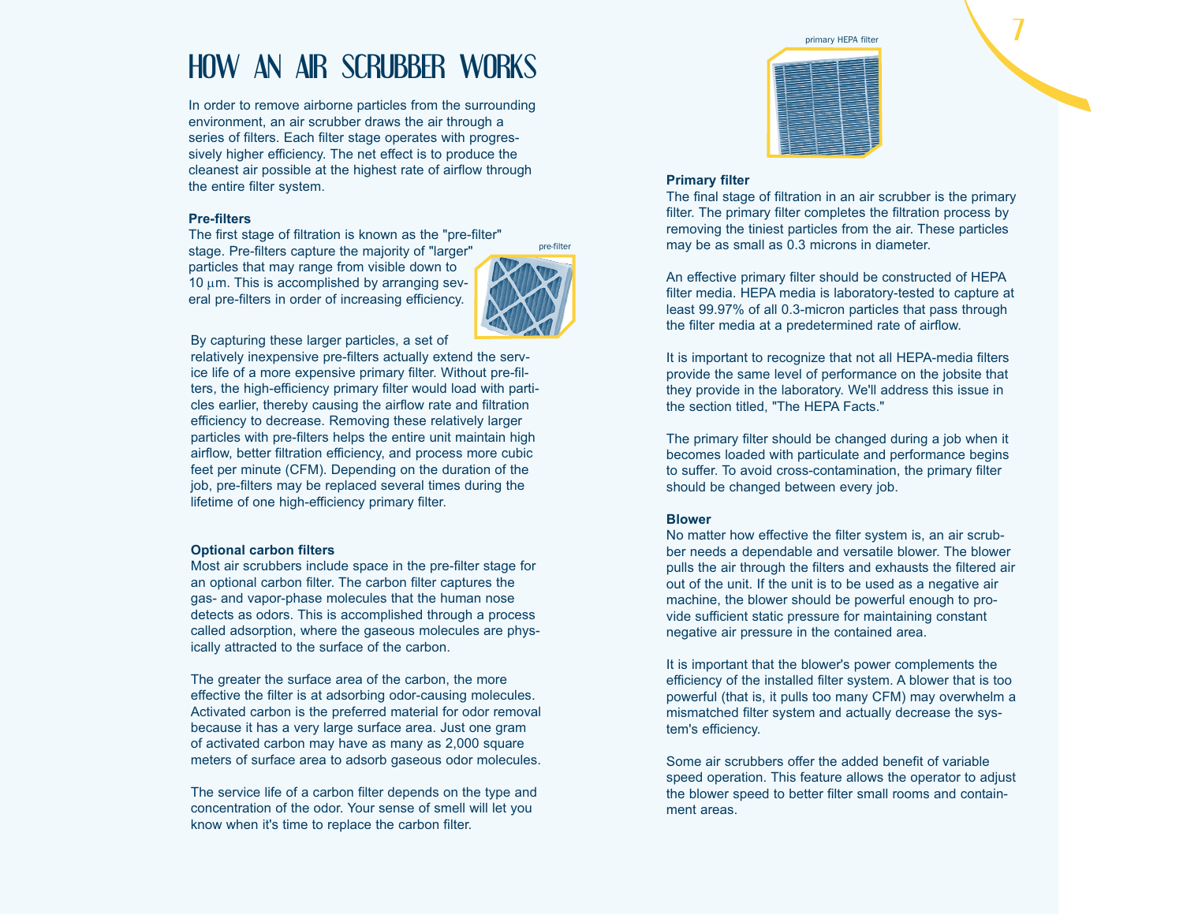# HOW AN AIR SCRUBBER WORKS

In order to remove airborne particles from the surrounding environment, an air scrubber draws the air through a series of filters. Each filter stage operates with progressively higher efficiency. The net effect is to produce the cleanest air possible at the highest rate of airflow through the entire filter system.

**Pre-filters**

The first stage of filtration is known as the "pre-filter" stage. Pre-filters capture the majority of "larger" particles that may range from visible down to 10 $\mu$m. This is accomplished by arranging several pre-filters in order of increasing efficiency.

pre-filter

By capturing these larger particles, a set of relatively inexpensive pre-filters actually extend the service life of a more expensive primary filter. Without pre-filters, the high-efficiency primary filter would load with particles earlier, thereby causing the airflow rate and filtration efficiency to decrease. Removing these relatively larger particles with pre-filters helps the entire unit maintain high airflow, better filtration efficiency, and process more cubic feet per minute (CFM). Depending on the duration of the job, pre-filters may be replaced several times during the lifetime of one high-efficiency primary filter.

**Optional carbon filters**

Most air scrubbers include space in the pre-filter stage for an optional carbon filter. The carbon filter captures the gas- and vapor-phase molecules that the human nose detects as odors. This is accomplished through a process called adsorption, where the gaseous molecules are physically attracted to the surface of the carbon.

The greater the surface area of the carbon, the more effective the filter is at adsorbing odor-causing molecules. Activated carbon is the preferred material for odor removal because it has a very large surface area. Just one gram of activated carbon may have as many as 2,000 square meters of surface area to adsorb gaseous odor molecules.

The service life of a carbon filter depends on the type and concentration of the odor. Your sense of smell will let you know when it's time to replace the carbon filter.

primary HEPA filter

**Primary filter**

The final stage of filtration in an air scrubber is the primary filter. The primary filter completes the filtration process by removing the tiniest particles from the air. These particles may be as small as 0.3 microns in diameter.

An effective primary filter should be constructed of HEPA filter media. HEPA media is laboratory-tested to capture at least 99.97% of all 0.3-micron particles that pass through the filter media at a predetermined rate of airflow.

It is important to recognize that not all HEPA-media filters provide the same level of performance on the jobsite that they provide in the laboratory. We'll address this issue in the section titled, "The HEPA Facts."

The primary filter should be changed during a job when it becomes loaded with particulate and performance begins to suffer. To avoid cross-contamination, the primary filter should be changed between every job.

**Blower**

No matter how effective the filter system is, an air scrubber needs a dependable and versatile blower. The blower pulls the air through the filters and exhausts the filtered air out of the unit. If the unit is to be used as a negative air machine, the blower should be powerful enough to provide sufficient static pressure for maintaining constant negative air pressure in the contained area.

It is important that the blower's power complements the efficiency of the installed filter system. A blower that is too powerful (that is, it pulls too many CFM) may overwhelm a mismatched filter system and actually decrease the system's efficiency.

Some air scrubbers offer the added benefit of variable speed operation. This feature allows the operator to adjust the blower speed to better filter small rooms and containment areas.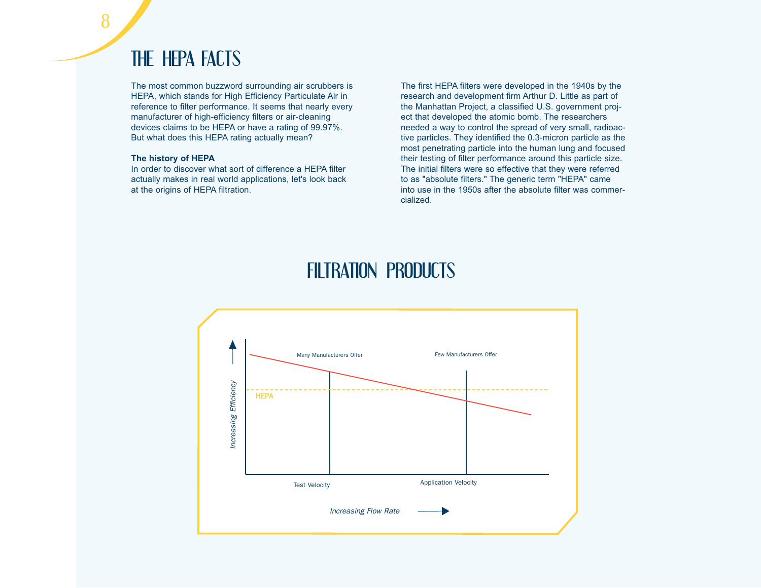# THE HEPA FACTS

The most common buzzword surrounding air scrubbers is HEPA, which stands for High Efficiency Particulate Air in reference to filter performance. It seems that nearly every manufacturer of high-efficiency filters or air-cleaning devices claims to be HEPA or have a rating of 99.97%. But what does this HEPA rating actually mean?

**The history of HEPA**

In order to discover what sort of difference a HEPA filter actually makes in real world applications, let's look back at the origins of HEPA filtration.

The first HEPA filters were developed in the 1940s by the research and development firm Arthur D. Little as part of the Manhattan Project, a classified U.S. government project that developed the atomic bomb. The researchers needed a way to control the spread of very small, radioactive particles. They identified the 0.3-micron particle as the most penetrating particle into the human lung and focused their testing of filter performance around this particle size. The initial filters were so effective that they were referred to as "absolute filters." The generic term "HEPA" came into use in the 1950s after the absolute filter was commercialized.

# FILTRATION PRODUCTS

Many Manufacturers Offer

Few Manufacturers Offer

HEPA

*Increasing Efficiency*

Test Velocity

Application Velocity

*Increasing Flow Rate*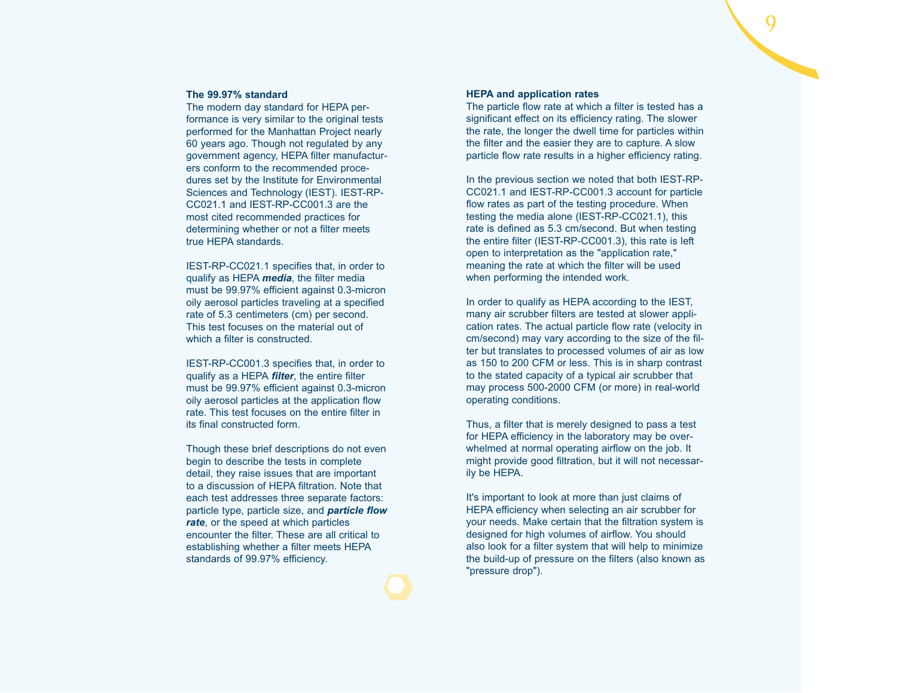### The 99.97% standard

The modern day standard for HEPA performance is very similar to the original tests performed for the Manhattan Project nearly 60 years ago. Though not regulated by any government agency, HEPA filter manufacturers conform to the recommended procedures set by the Institute for Environmental Sciences and Technology (IEST). IEST-RP-CC021.1 and IEST-RP-CC001.3 are the most cited recommended practices for determining whether or not a filter meets true HEPA standards.

IEST-RP-CC021.1 specifies that, in order to qualify as HEPA ***media***, the filter media must be 99.97% efficient against 0.3-micron oily aerosol particles traveling at a specified rate of 5.3 centimeters (cm) per second. This test focuses on the material out of which a filter is constructed.

IEST-RP-CC001.3 specifies that, in order to qualify as a HEPA ***filter***, the entire filter must be 99.97% efficient against 0.3-micron oily aerosol particles at the application flow rate. This test focuses on the entire filter in its final constructed form.

Though these brief descriptions do not even begin to describe the tests in complete detail, they raise issues that are important to a discussion of HEPA filtration. Note that each test addresses three separate factors: particle type, particle size, and ***particle flow rate***, or the speed at which particles encounter the filter. These are all critical to establishing whether a filter meets HEPA standards of 99.97% efficiency.

### HEPA and application rates

The particle flow rate at which a filter is tested has a significant effect on its efficiency rating. The slower the rate, the longer the dwell time for particles within the filter and the easier they are to capture. A slow particle flow rate results in a higher efficiency rating.

In the previous section we noted that both IEST-RP-CC021.1 and IEST-RP-CC001.3 account for particle flow rates as part of the testing procedure. When testing the media alone (IEST-RP-CC021.1), this rate is defined as 5.3 cm/second. But when testing the entire filter (IEST-RP-CC001.3), this rate is left open to interpretation as the "application rate," meaning the rate at which the filter will be used when performing the intended work.

In order to qualify as HEPA according to the IEST, many air scrubber filters are tested at slower application rates. The actual particle flow rate (velocity in cm/second) may vary according to the size of the filter but translates to processed volumes of air as low as 150 to 200 CFM or less. This is in sharp contrast to the stated capacity of a typical air scrubber that may process 500-2000 CFM (or more) in real-world operating conditions.

Thus, a filter that is merely designed to pass a test for HEPA efficiency in the laboratory may be overwhelmed at normal operating airflow on the job. It might provide good filtration, but it will not necessarily be HEPA.

It's important to look at more than just claims of HEPA efficiency when selecting an air scrubber for your needs. Make certain that the filtration system is designed for high volumes of airflow. You should also look for a filter system that will help to minimize the build-up of pressure on the filters (also known as "pressure drop").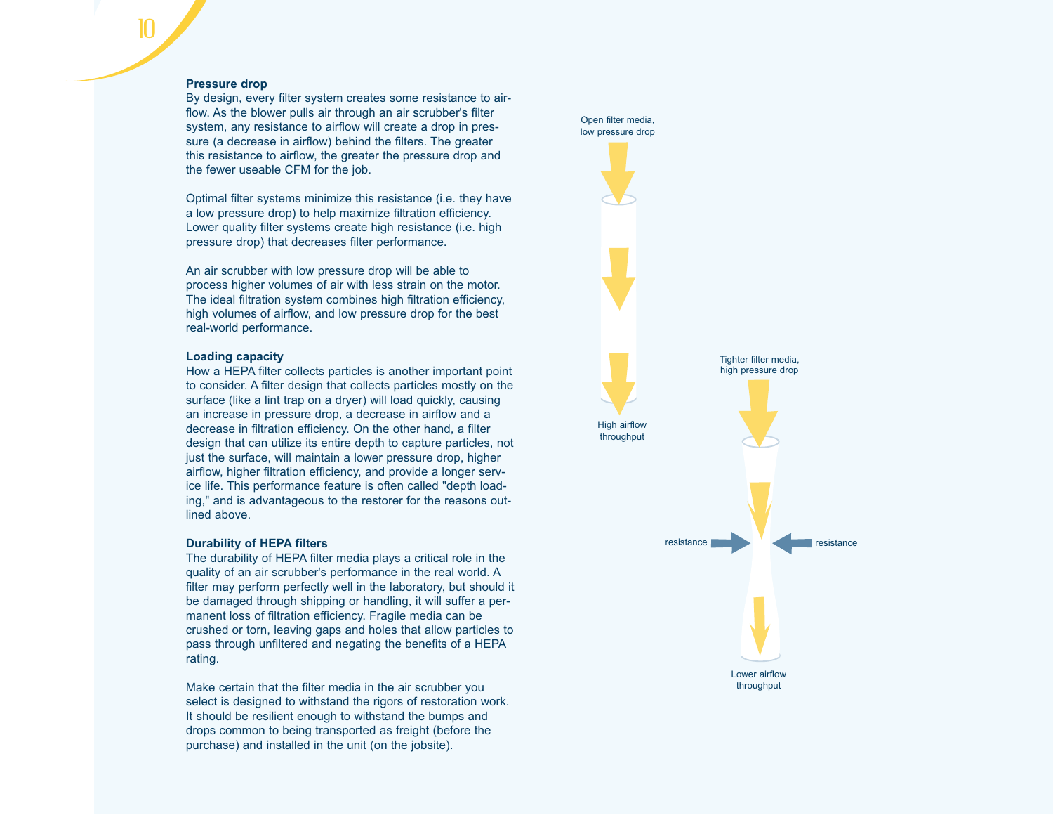## Pressure drop

By design, every filter system creates some resistance to airflow. As the blower pulls air through an air scrubber's filter system, any resistance to airflow will create a drop in pressure (a decrease in airflow) behind the filters. The greater this resistance to airflow, the greater the pressure drop and the fewer useable CFM for the job.

Optimal filter systems minimize this resistance (i.e. they have a low pressure drop) to help maximize filtration efficiency. Lower quality filter systems create high resistance (i.e. high pressure drop) that decreases filter performance.

An air scrubber with low pressure drop will be able to process higher volumes of air with less strain on the motor. The ideal filtration system combines high filtration efficiency, high volumes of airflow, and low pressure drop for the best real-world performance.

## Loading capacity

How a HEPA filter collects particles is another important point to consider. A filter design that collects particles mostly on the surface (like a lint trap on a dryer) will load quickly, causing an increase in pressure drop, a decrease in airflow and a decrease in filtration efficiency. On the other hand, a filter design that can utilize its entire depth to capture particles, not just the surface, will maintain a lower pressure drop, higher airflow, higher filtration efficiency, and provide a longer service life. This performance feature is often called "depth loading," and is advantageous to the restorer for the reasons outlined above.

## Durability of HEPA filters

The durability of HEPA filter media plays a critical role in the quality of an air scrubber's performance in the real world. A filter may perform perfectly well in the laboratory, but should it be damaged through shipping or handling, it will suffer a permanent loss of filtration efficiency. Fragile media can be crushed or torn, leaving gaps and holes that allow particles to pass through unfiltered and negating the benefits of a HEPA rating.

Make certain that the filter media in the air scrubber you select is designed to withstand the rigors of restoration work. It should be resilient enough to withstand the bumps and drops common to being transported as freight (before the purchase) and installed in the unit (on the jobsite).

Open filter media, low pressure drop

High airflow throughput

Tighter filter media, high pressure drop

resistance

resistance

Lower airflow throughput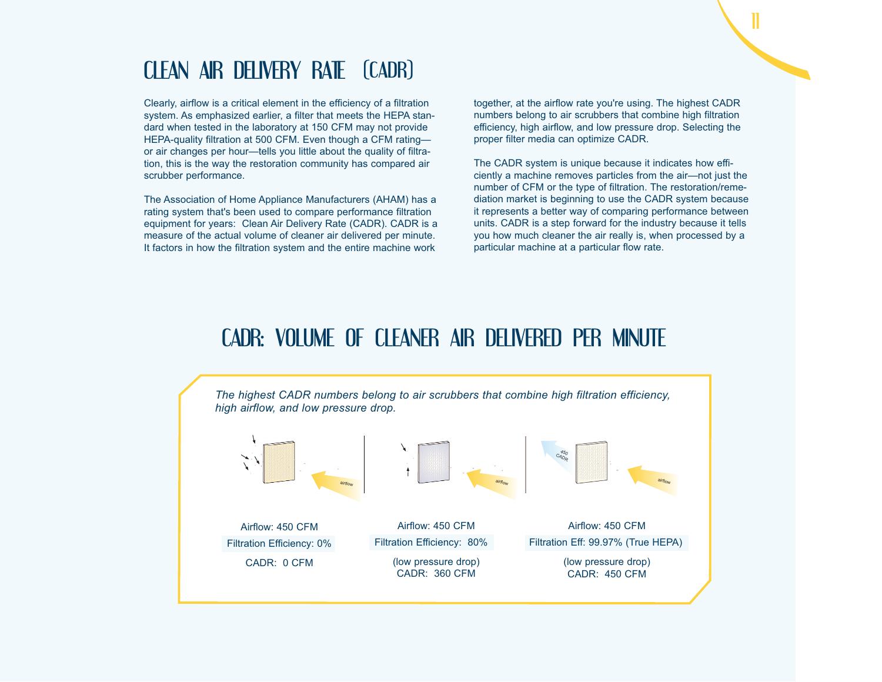# CLEAN AIR DELIVERY RATE (CADR)

Clearly, airflow is a critical element in the efficiency of a filtration system. As emphasized earlier, a filter that meets the HEPA standard when tested in the laboratory at 150 CFM may not provide HEPA-quality filtration at 500 CFM. Even though a CFM rating—or air changes per hour—tells you little about the quality of filtration, this is the way the restoration community has compared air scrubber performance.

The Association of Home Appliance Manufacturers (AHAM) has a rating system that's been used to compare performance filtration equipment for years: Clean Air Delivery Rate (CADR). CADR is a measure of the actual volume of cleaner air delivered per minute. It factors in how the filtration system and the entire machine work together, at the airflow rate you're using. The highest CADR numbers belong to air scrubbers that combine high filtration efficiency, high airflow, and low pressure drop. Selecting the proper filter media can optimize CADR.

The CADR system is unique because it indicates how efficiently a machine removes particles from the air—not just the number of CFM or the type of filtration. The restoration/remediation market is beginning to use the CADR system because it represents a better way of comparing performance between units. CADR is a step forward for the industry because it tells you how much cleaner the air really is, when processed by a particular machine at a particular flow rate.

## CADR: VOLUME OF CLEANER AIR DELIVERED PER MINUTE

*The highest CADR numbers belong to air scrubbers that combine high filtration efficiency, high airflow, and low pressure drop.*

| | | |
|---|---|---|
| Airflow: 450 CFM | Airflow: 450 CFM | Airflow: 450 CFM |
| Filtration Efficiency: 0% | Filtration Efficiency: 80% | Filtration Eff: 99.97% (True HEPA) |
| | (low pressure drop) | (low pressure drop) |
| CADR: 0 CFM | CADR: 360 CFM | CADR: 450 CFM |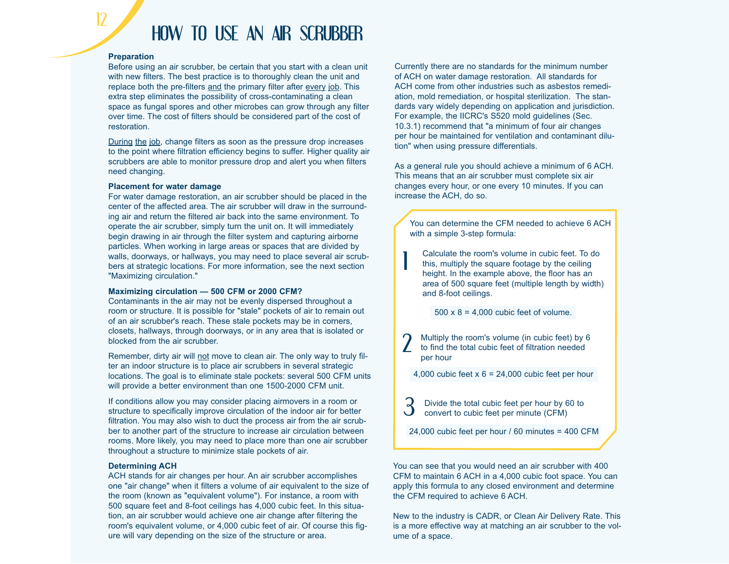# HOW TO USE AN AIR SCRUBBER

### Preparation

Before using an air scrubber, be certain that you start with a clean unit with new filters. The best practice is to thoroughly clean the unit and replace both the pre-filters and the primary filter after every job. This extra step eliminates the possibility of cross-contaminating a clean space as fungal spores and other microbes can grow through any filter over time. The cost of filters should be considered part of the cost of restoration.

During the job, change filters as soon as the pressure drop increases to the point where filtration efficiency begins to suffer. Higher quality air scrubbers are able to monitor pressure drop and alert you when filters need changing.

### Placement for water damage

For water damage restoration, an air scrubber should be placed in the center of the affected area. The air scrubber will draw in the surrounding air and return the filtered air back into the same environment. To operate the air scrubber, simply turn the unit on. It will immediately begin drawing in air through the filter system and capturing airborne particles. When working in large areas or spaces that are divided by walls, doorways, or hallways, you may need to place several air scrubbers at strategic locations. For more information, see the next section "Maximizing circulation."

### Maximizing circulation — 500 CFM or 2000 CFM?

Contaminants in the air may not be evenly dispersed throughout a room or structure. It is possible for "stale" pockets of air to remain out of an air scrubber's reach. These stale pockets may be in corners, closets, hallways, through doorways, or in any area that is isolated or blocked from the air scrubber.

Remember, dirty air will not move to clean air. The only way to truly filter an indoor structure is to place air scrubbers in several strategic locations. The goal is to eliminate stale pockets: several 500 CFM units will provide a better environment than one 1500-2000 CFM unit.

If conditions allow you may consider placing airmovers in a room or structure to specifically improve circulation of the indoor air for better filtration. You may also wish to duct the process air from the air scrubber to another part of the structure to increase air circulation between rooms. More likely, you may need to place more than one air scrubber throughout a structure to minimize stale pockets of air.

### Determining ACH

ACH stands for air changes per hour. An air scrubber accomplishes one "air change" when it filters a volume of air equivalent to the size of the room (known as "equivalent volume"). For instance, a room with 500 square feet and 8-foot ceilings has 4,000 cubic feet. In this situation, an air scrubber would achieve one air change after filtering the room's equivalent volume, or 4,000 cubic feet of air. Of course this figure will vary depending on the size of the structure or area.

Currently there are no standards for the minimum number of ACH on water damage restoration. All standards for ACH come from other industries such as asbestos remediation, mold remediation, or hospital sterilization. The standards vary widely depending on application and jurisdiction. For example, the IICRC's S520 mold guidelines (Sec. 10.3.1) recommend that "a minimum of four air changes per hour be maintained for ventilation and contaminant dilution" when using pressure differentials.

As a general rule you should achieve a minimum of 6 ACH. This means that an air scrubber must complete six air changes every hour, or one every 10 minutes. If you can increase the ACH, do so.

You can determine the CFM needed to achieve 6 ACH with a simple 3-step formula:

1. Calculate the room's volume in cubic feet. To do this, multiply the square footage by the ceiling height. In the example above, the floor has an area of 500 square feet (multiple length by width) and 8-foot ceilings.

   500 x 8 = 4,000 cubic feet of volume.

2. Multiply the room's volume (in cubic feet) by 6 to find the total cubic feet of filtration needed per hour

   4,000 cubic feet x 6 = 24,000 cubic feet per hour

3. Divide the total cubic feet per hour by 60 to convert to cubic feet per minute (CFM)

   24,000 cubic feet per hour / 60 minutes = 400 CFM

You can see that you would need an air scrubber with 400 CFM to maintain 6 ACH in a 4,000 cubic foot space. You can apply this formula to any closed environment and determine the CFM required to achieve 6 ACH.

New to the industry is CADR, or Clean Air Delivery Rate. This is a more effective way at matching an air scrubber to the volume of a space.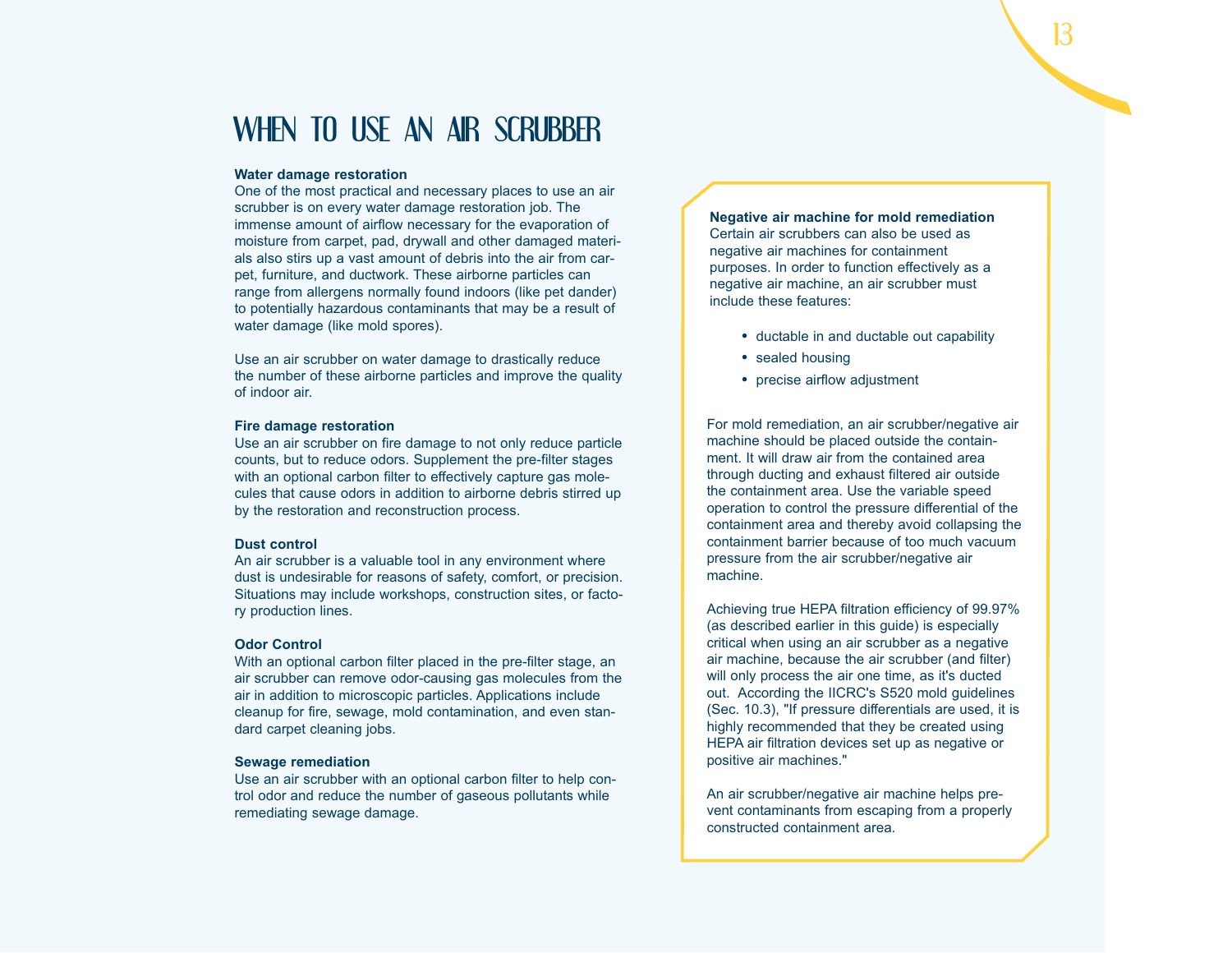# When to Use an Air Scrubber

**Water damage restoration**

One of the most practical and necessary places to use an air scrubber is on every water damage restoration job. The immense amount of airflow necessary for the evaporation of moisture from carpet, pad, drywall and other damaged materials also stirs up a vast amount of debris into the air from carpet, furniture, and ductwork. These airborne particles can range from allergens normally found indoors (like pet dander) to potentially hazardous contaminants that may be a result of water damage (like mold spores).

Use an air scrubber on water damage to drastically reduce the number of these airborne particles and improve the quality of indoor air.

**Fire damage restoration**

Use an air scrubber on fire damage to not only reduce particle counts, but to reduce odors. Supplement the pre-filter stages with an optional carbon filter to effectively capture gas molecules that cause odors in addition to airborne debris stirred up by the restoration and reconstruction process.

**Dust control**

An air scrubber is a valuable tool in any environment where dust is undesirable for reasons of safety, comfort, or precision. Situations may include workshops, construction sites, or factory production lines.

**Odor Control**

With an optional carbon filter placed in the pre-filter stage, an air scrubber can remove odor-causing gas molecules from the air in addition to microscopic particles. Applications include cleanup for fire, sewage, mold contamination, and even standard carpet cleaning jobs.

**Sewage remediation**

Use an air scrubber with an optional carbon filter to help control odor and reduce the number of gaseous pollutants while remediating sewage damage.

**Negative air machine for mold remediation**

Certain air scrubbers can also be used as negative air machines for containment purposes. In order to function effectively as a negative air machine, an air scrubber must include these features:

- ductable in and ductable out capability
- sealed housing
- precise airflow adjustment

For mold remediation, an air scrubber/negative air machine should be placed outside the containment. It will draw air from the contained area through ducting and exhaust filtered air outside the containment area. Use the variable speed operation to control the pressure differential of the containment area and thereby avoid collapsing the containment barrier because of too much vacuum pressure from the air scrubber/negative air machine.

Achieving true HEPA filtration efficiency of 99.97% (as described earlier in this guide) is especially critical when using an air scrubber as a negative air machine, because the air scrubber (and filter) will only process the air one time, as it's ducted out. According the IICRC's S520 mold guidelines (Sec. 10.3), "If pressure differentials are used, it is highly recommended that they be created using HEPA air filtration devices set up as negative or positive air machines."

An air scrubber/negative air machine helps prevent contaminants from escaping from a properly constructed containment area.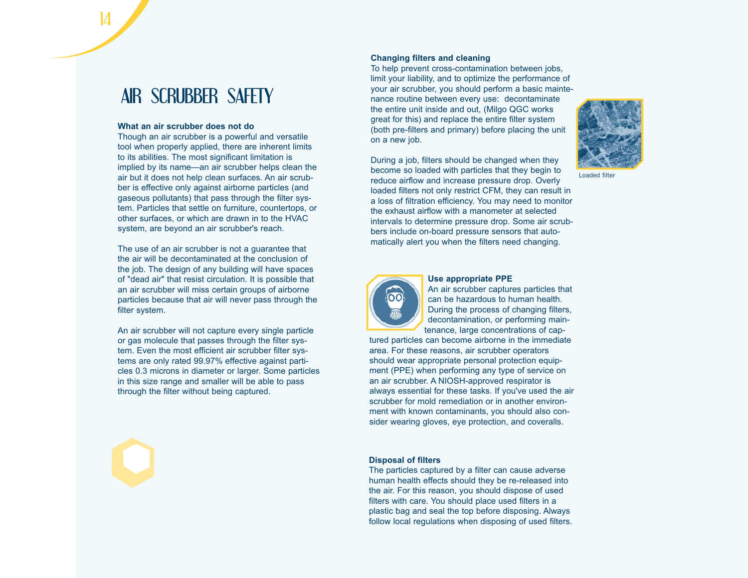# AIR SCRUBBER SAFETY

**What an air scrubber does not do**

Though an air scrubber is a powerful and versatile tool when properly applied, there are inherent limits to its abilities. The most significant limitation is implied by its name—an air scrubber helps clean the air but it does not help clean surfaces. An air scrubber is effective only against airborne particles (and gaseous pollutants) that pass through the filter system. Particles that settle on furniture, countertops, or other surfaces, or which are drawn in to the HVAC system, are beyond an air scrubber's reach.

The use of an air scrubber is not a guarantee that the air will be decontaminated at the conclusion of the job. The design of any building will have spaces of "dead air" that resist circulation. It is possible that an air scrubber will miss certain groups of airborne particles because that air will never pass through the filter system.

An air scrubber will not capture every single particle or gas molecule that passes through the filter system. Even the most efficient air scrubber filter systems are only rated 99.97% effective against particles 0.3 microns in diameter or larger. Some particles in this size range and smaller will be able to pass through the filter without being captured.

**Changing filters and cleaning**

To help prevent cross-contamination between jobs, limit your liability, and to optimize the performance of your air scrubber, you should perform a basic maintenance routine between every use: decontaminate the entire unit inside and out, (Milgo QGC works great for this) and replace the entire filter system (both pre-filters and primary) before placing the unit on a new job.

Loaded filter

During a job, filters should be changed when they become so loaded with particles that they begin to reduce airflow and increase pressure drop. Overly loaded filters not only restrict CFM, they can result in a loss of filtration efficiency. You may need to monitor the exhaust airflow with a manometer at selected intervals to determine pressure drop. Some air scrubbers include on-board pressure sensors that automatically alert you when the filters need changing.

**Use appropriate PPE**

An air scrubber captures particles that can be hazardous to human health. During the process of changing filters, decontamination, or performing maintenance, large concentrations of captured particles can become airborne in the immediate area. For these reasons, air scrubber operators should wear appropriate personal protection equipment (PPE) when performing any type of service on an air scrubber. A NIOSH-approved respirator is always essential for these tasks. If you've used the air scrubber for mold remediation or in another environment with known contaminants, you should also consider wearing gloves, eye protection, and coveralls.

**Disposal of filters**

The particles captured by a filter can cause adverse human health effects should they be re-released into the air. For this reason, you should dispose of used filters with care. You should place used filters in a plastic bag and seal the top before disposing. Always follow local regulations when disposing of used filters.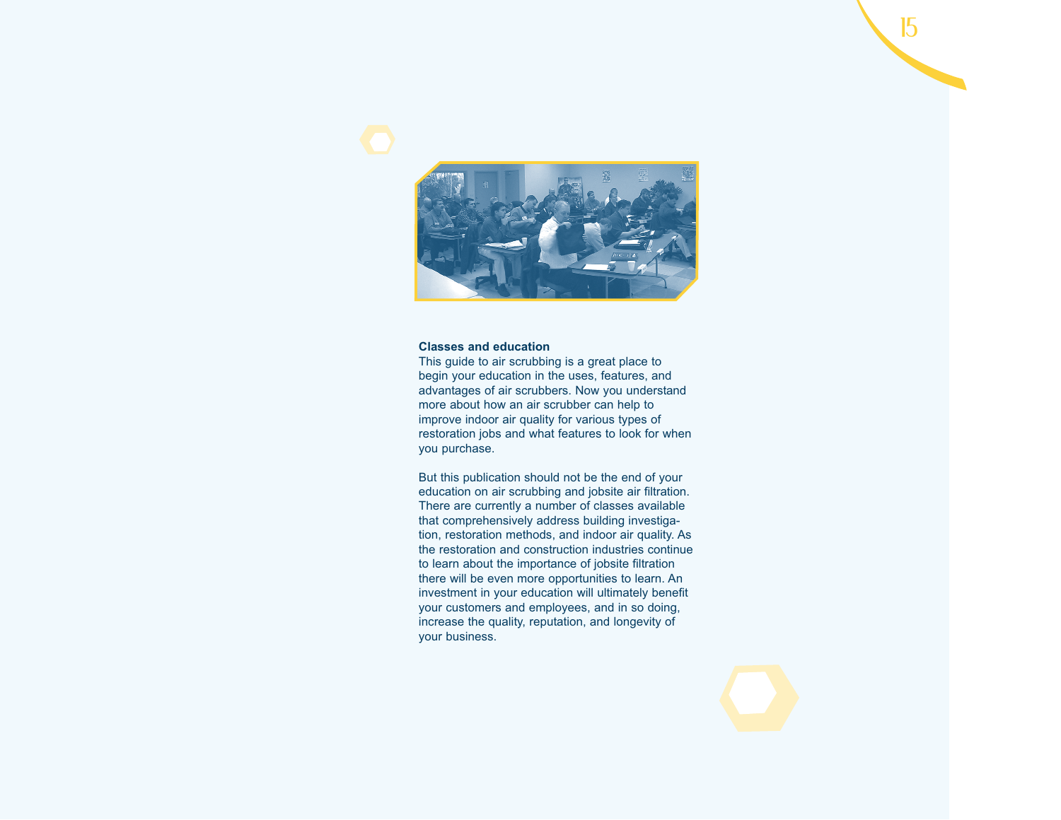**Classes and education**

This guide to air scrubbing is a great place to begin your education in the uses, features, and advantages of air scrubbers. Now you understand more about how an air scrubber can help to improve indoor air quality for various types of restoration jobs and what features to look for when you purchase.

But this publication should not be the end of your education on air scrubbing and jobsite air filtration. There are currently a number of classes available that comprehensively address building investigation, restoration methods, and indoor air quality. As the restoration and construction industries continue to learn about the importance of jobsite filtration there will be even more opportunities to learn. An investment in your education will ultimately benefit your customers and employees, and in so doing, increase the quality, reputation, and longevity of your business.